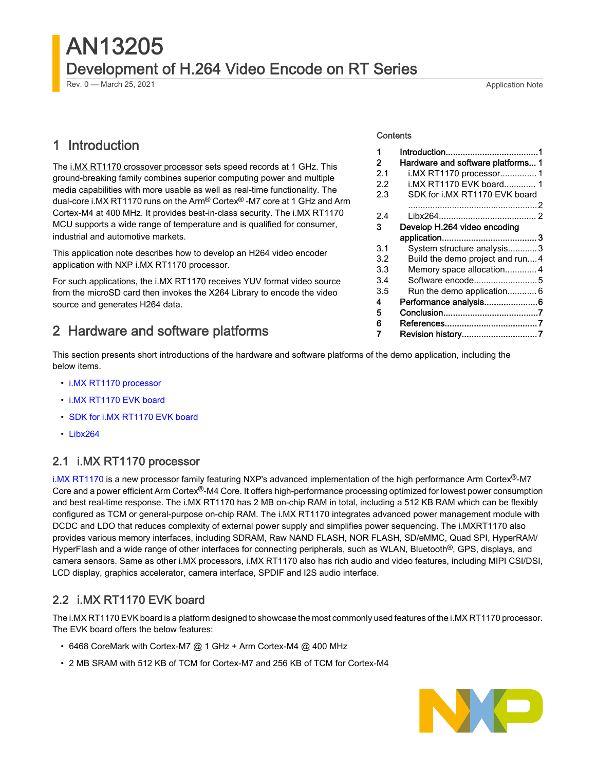# AN13205

## Development of H.264 Video Encode on RT Series

Rev. 0 — March 25, 2021 Application Note

## Contents

| | | |
|---|---|---|
| 1 | Introduction | 1 |
| 2 | Hardware and software platforms | 1 |
| 2.1 | i.MX RT1170 processor | 1 |
| 2.2 | i.MX RT1170 EVK board | 1 |
| 2.3 | SDK for i.MX RT1170 EVK board | 2 |
| 2.4 | Libx264 | 2 |
| 3 | Develop H.264 video encoding application | 3 |
| 3.1 | System structure analysis | 3 |
| 3.2 | Build the demo project and run | 4 |
| 3.3 | Memory space allocation | 4 |
| 3.4 | Software encode | 5 |
| 3.5 | Run the demo application | 6 |
| 4 | Performance analysis | 6 |
| 5 | Conclusion | 7 |
| 6 | References | 7 |
| 7 | Revision history | 7 |

## 1 Introduction

The i.MX RT1170 crossover processor sets speed records at 1 GHz. This ground-breaking family combines superior computing power and multiple media capabilities with more usable as well as real-time functionality. The dual-core i.MX RT1170 runs on the Arm® Cortex® -M7 core at 1 GHz and Arm Cortex-M4 at 400 MHz. It provides best-in-class security. The i.MX RT1170 MCU supports a wide range of temperature and is qualified for consumer, industrial and automotive markets.

This application note describes how to develop an H264 video encoder application with NXP i.MX RT1170 processor.

For such applications, the i.MX RT1170 receives YUV format video source from the microSD card then invokes the X264 Library to encode the video source and generates H264 data.

## 2 Hardware and software platforms

This section presents short introductions of the hardware and software platforms of the demo application, including the below items.

- i.MX RT1170 processor
- i.MX RT1170 EVK board
- SDK for i.MX RT1170 EVK board
- Libx264

### 2.1 i.MX RT1170 processor

i.MX RT1170 is a new processor family featuring NXP's advanced implementation of the high performance Arm Cortex®-M7 Core and a power efficient Arm Cortex®-M4 Core. It offers high-performance processing optimized for lowest power consumption and best real-time response. The i.MX RT1170 has 2 MB on-chip RAM in total, including a 512 KB RAM which can be flexibly configured as TCM or general-purpose on-chip RAM. The i.MX RT1170 integrates advanced power management module with DCDC and LDO that reduces complexity of external power supply and simplifies power sequencing. The i.MXRT1170 also provides various memory interfaces, including SDRAM, Raw NAND FLASH, NOR FLASH, SD/eMMC, Quad SPI, HyperRAM/HyperFlash and a wide range of other interfaces for connecting peripherals, such as WLAN, Bluetooth®, GPS, displays, and camera sensors. Same as other i.MX processors, i.MX RT1170 also has rich audio and video features, including MIPI CSI/DSI, LCD display, graphics accelerator, camera interface, SPDIF and I2S audio interface.

### 2.2 i.MX RT1170 EVK board

The i.MX RT1170 EVK board is a platform designed to showcase the most commonly used features of the i.MX RT1170 processor. The EVK board offers the below features:

- 6468 CoreMark with Cortex-M7 @ 1 GHz + Arm Cortex-M4 @ 400 MHz
- 2 MB SRAM with 512 KB of TCM for Cortex-M7 and 256 KB of TCM for Cortex-M4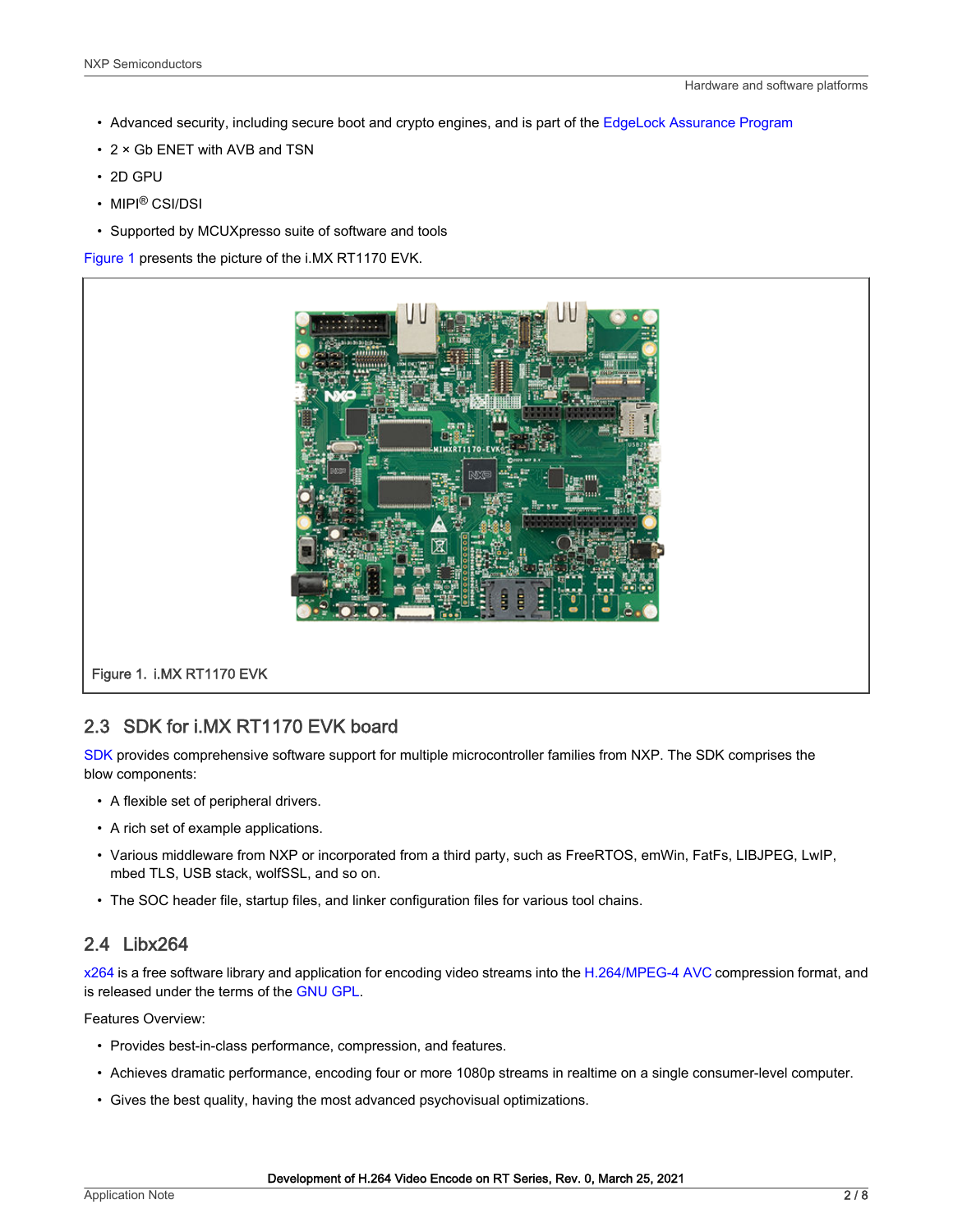- Advanced security, including secure boot and crypto engines, and is part of the EdgeLock Assurance Program
- 2 × Gb ENET with AVB and TSN
- 2D GPU
- MIPI® CSI/DSI
- Supported by MCUXpresso suite of software and tools

Figure 1 presents the picture of the i.MX RT1170 EVK.

Figure 1. i.MX RT1170 EVK

## 2.3 SDK for i.MX RT1170 EVK board

SDK provides comprehensive software support for multiple microcontroller families from NXP. The SDK comprises the blow components:

- A flexible set of peripheral drivers.
- A rich set of example applications.
- Various middleware from NXP or incorporated from a third party, such as FreeRTOS, emWin, FatFs, LIBJPEG, LwIP, mbed TLS, USB stack, wolfSSL, and so on.
- The SOC header file, startup files, and linker configuration files for various tool chains.

## 2.4 Libx264

x264 is a free software library and application for encoding video streams into the H.264/MPEG-4 AVC compression format, and is released under the terms of the GNU GPL.

Features Overview:

- Provides best-in-class performance, compression, and features.
- Achieves dramatic performance, encoding four or more 1080p streams in realtime on a single consumer-level computer.
- Gives the best quality, having the most advanced psychovisual optimizations.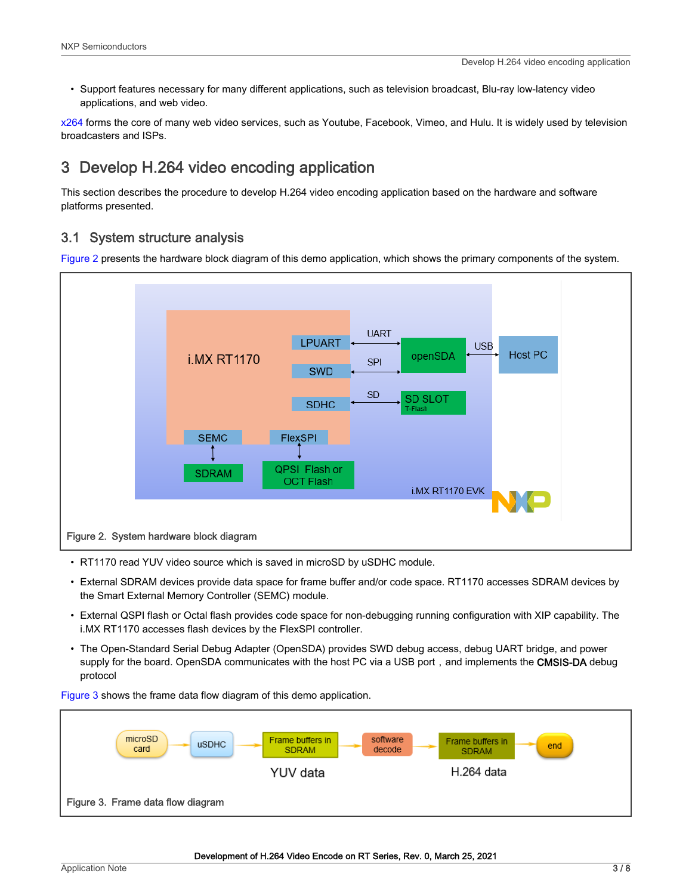- Support features necessary for many different applications, such as television broadcast, Blu-ray low-latency video applications, and web video.

x264 forms the core of many web video services, such as Youtube, Facebook, Vimeo, and Hulu. It is widely used by television broadcasters and ISPs.

# 3 Develop H.264 video encoding application

This section describes the procedure to develop H.264 video encoding application based on the hardware and software platforms presented.

## 3.1 System structure analysis

Figure 2 presents the hardware block diagram of this demo application, which shows the primary components of the system.

Figure 2. System hardware block diagram

- RT1170 read YUV video source which is saved in microSD by uSDHC module.
- External SDRAM devices provide data space for frame buffer and/or code space. RT1170 accesses SDRAM devices by the Smart External Memory Controller (SEMC) module.
- External QSPI flash or Octal flash provides code space for non-debugging running configuration with XIP capability. The i.MX RT1170 accesses flash devices by the FlexSPI controller.
- The Open-Standard Serial Debug Adapter (OpenSDA) provides SWD debug access, debug UART bridge, and power supply for the board. OpenSDA communicates with the host PC via a USB port , and implements the CMSIS-DA debug protocol

Figure 3 shows the frame data flow diagram of this demo application.

Figure 3. Frame data flow diagram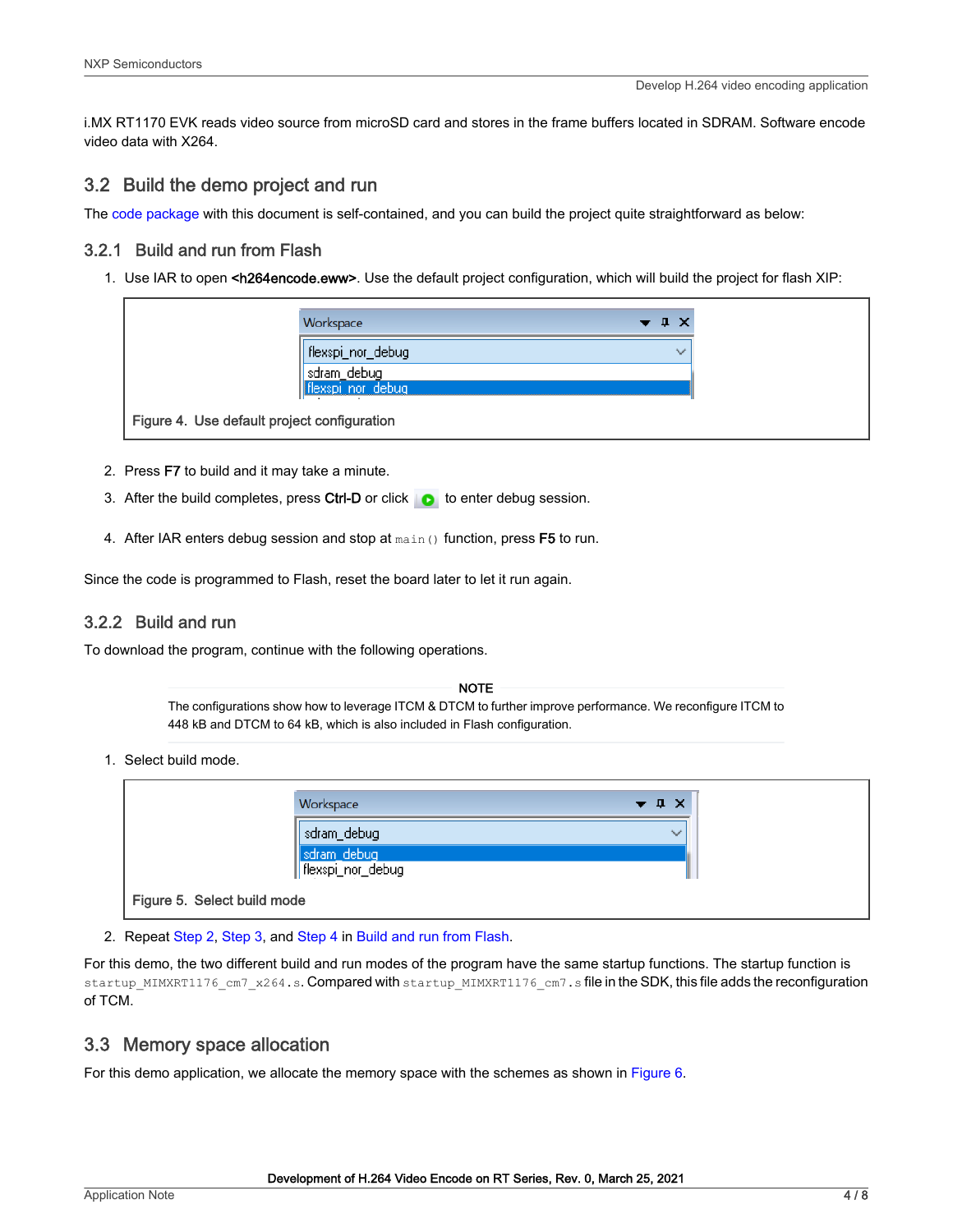i.MX RT1170 EVK reads video source from microSD card and stores in the frame buffers located in SDRAM. Software encode video data with X264.

## 3.2 Build the demo project and run

The code package with this document is self-contained, and you can build the project quite straightforward as below:

### 3.2.1 Build and run from Flash

1. Use IAR to open **<h264encode.eww>**. Use the default project configuration, which will build the project for flash XIP:

Figure 4. Use default project configuration

2. Press **F7** to build and it may take a minute.
3. After the build completes, press **Ctrl-D** or click to enter debug session.
4. After IAR enters debug session and stop at `main()` function, press **F5** to run.

Since the code is programmed to Flash, reset the board later to let it run again.

### 3.2.2 Build and run

To download the program, continue with the following operations.

**NOTE**

The configurations show how to leverage ITCM & DTCM to further improve performance. We reconfigure ITCM to 448 kB and DTCM to 64 kB, which is also included in Flash configuration.

1. Select build mode.

Figure 5. Select build mode

2. Repeat Step 2, Step 3, and Step 4 in Build and run from Flash.

For this demo, the two different build and run modes of the program have the same startup functions. The startup function is `startup_MIMXRT1176_cm7_x264.s`. Compared with `startup_MIMXRT1176_cm7.s` file in the SDK, this file adds the reconfiguration of TCM.

## 3.3 Memory space allocation

For this demo application, we allocate the memory space with the schemes as shown in Figure 6.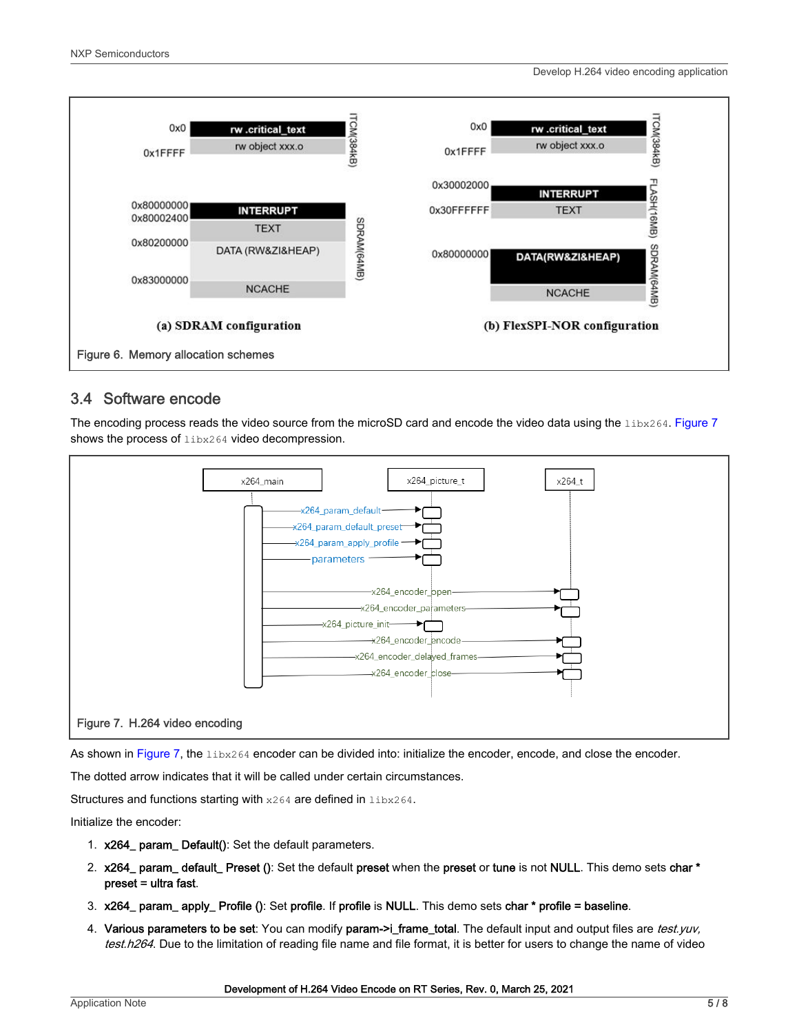Figure 6. Memory allocation schemes

## 3.4 Software encode

The encoding process reads the video source from the microSD card and encode the video data using the `libx264`. Figure 7 shows the process of `libx264` video decompression.

Figure 7. H.264 video encoding

As shown in Figure 7, the `libx264` encoder can be divided into: initialize the encoder, encode, and close the encoder.

The dotted arrow indicates that it will be called under certain circumstances.

Structures and functions starting with `x264` are defined in `libx264`.

Initialize the encoder:

1. **x264_ param_ Default()**: Set the default parameters.
2. **x264_ param_ default_ Preset ()**: Set the default **preset** when the **preset** or **tune** is not **NULL**. This demo sets **char * preset = ultra fast**.
3. **x264_ param_ apply_ Profile ()**: Set **profile**. If **profile** is **NULL**. This demo sets **char * profile = baseline**.
4. **Various parameters to be set**: You can modify **param->i_frame_total**. The default input and output files are *test.yuv, test.h264*. Due to the limitation of reading file name and file format, it is better for users to change the name of video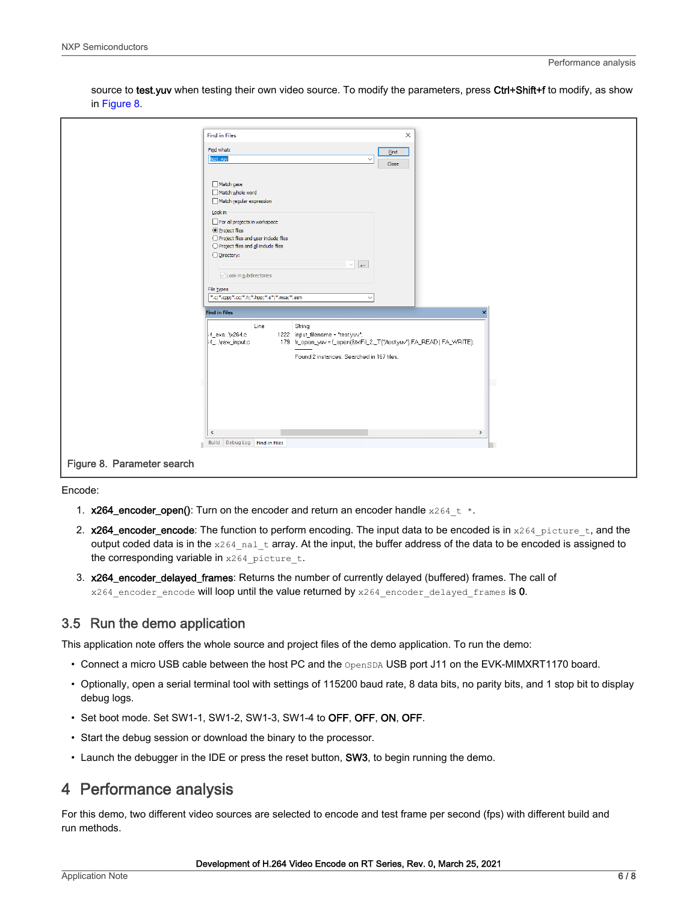source to **test.yuv** when testing their own video source. To modify the parameters, press **Ctrl+Shift+f** to modify, as show in Figure 8.

Figure 8. Parameter search

Encode:

1. **x264_encoder_open()**: Turn on the encoder and return an encoder handle `x264_t *`.
2. **x264_encoder_encode**: The function to perform encoding. The input data to be encoded is in `x264_picture_t`, and the output coded data is in the `x264_nal_t` array. At the input, the buffer address of the data to be encoded is assigned to the corresponding variable in `x264_picture_t`.
3. **x264_encoder_delayed_frames**: Returns the number of currently delayed (buffered) frames. The call of `x264_encoder_encode` will loop until the value returned by `x264_encoder_delayed_frames` is **0**.

## 3.5 Run the demo application

This application note offers the whole source and project files of the demo application. To run the demo:

- Connect a micro USB cable between the host PC and the `OpenSDA` USB port J11 on the EVK-MIMXRT1170 board.
- Optionally, open a serial terminal tool with settings of 115200 baud rate, 8 data bits, no parity bits, and 1 stop bit to display debug logs.
- Set boot mode. Set SW1-1, SW1-2, SW1-3, SW1-4 to **OFF**, **OFF**, **ON**, **OFF**.
- Start the debug session or download the binary to the processor.
- Launch the debugger in the IDE or press the reset button, **SW3**, to begin running the demo.

# 4 Performance analysis

For this demo, two different video sources are selected to encode and test frame per second (fps) with different build and run methods.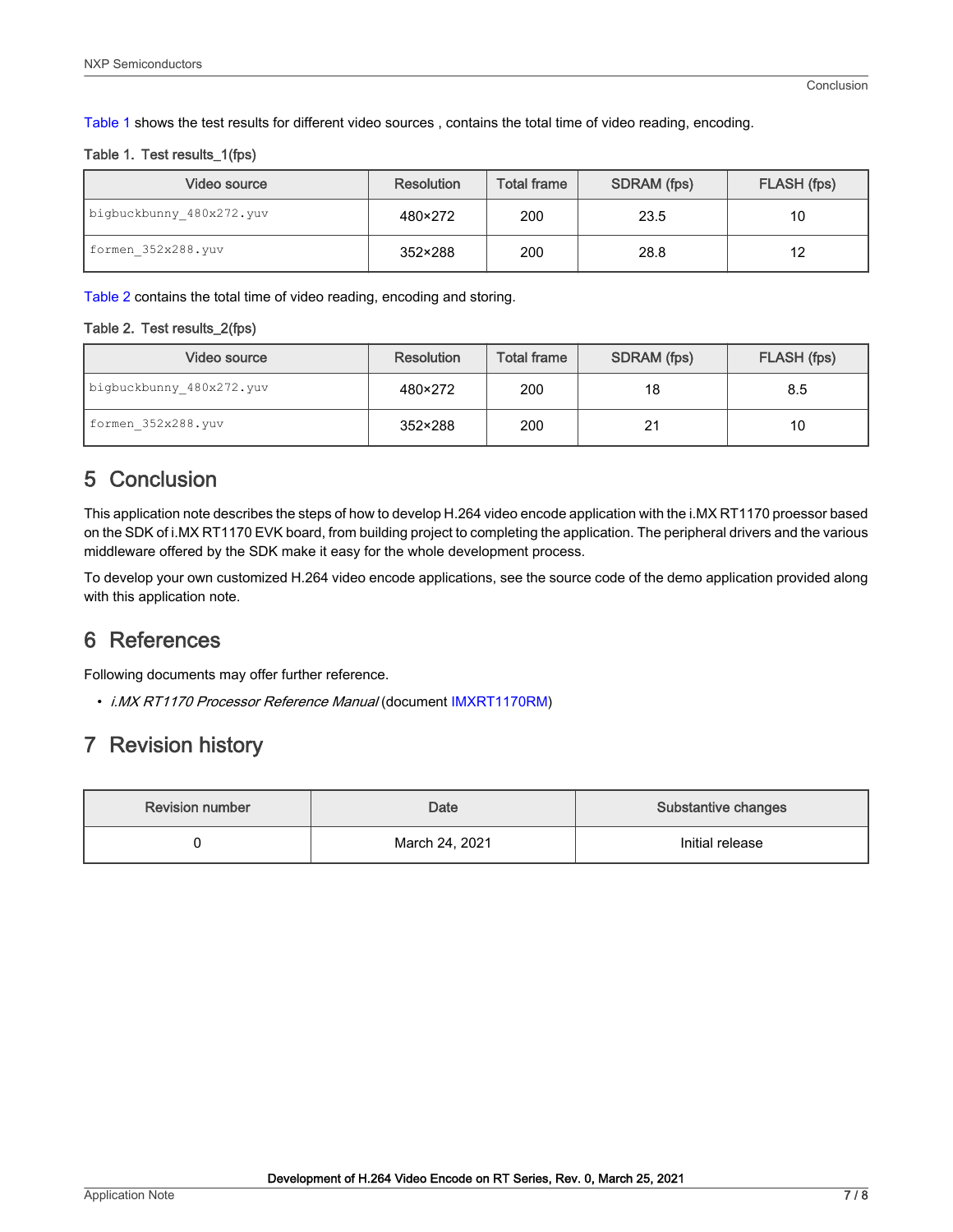Table 1 shows the test results for different video sources , contains the total time of video reading, encoding.

Table 1. Test results_1(fps)

| Video source | Resolution | Total frame | SDRAM (fps) | FLASH (fps) |
|---|---|---|---|---|
| `bigbuckbunny_480x272.yuv` | 480×272 | 200 | 23.5 | 10 |
| `formen_352x288.yuv` | 352×288 | 200 | 28.8 | 12 |

Table 2 contains the total time of video reading, encoding and storing.

Table 2. Test results_2(fps)

| Video source | Resolution | Total frame | SDRAM (fps) | FLASH (fps) |
|---|---|---|---|---|
| `bigbuckbunny_480x272.yuv` | 480×272 | 200 | 18 | 8.5 |
| `formen_352x288.yuv` | 352×288 | 200 | 21 | 10 |

## 5 Conclusion

This application note describes the steps of how to develop H.264 video encode application with the i.MX RT1170 proessor based on the SDK of i.MX RT1170 EVK board, from building project to completing the application. The peripheral drivers and the various middleware offered by the SDK make it easy for the whole development process.

To develop your own customized H.264 video encode applications, see the source code of the demo application provided along with this application note.

## 6 References

Following documents may offer further reference.

- *i.MX RT1170 Processor Reference Manual* (document IMXRT1170RM)

## 7 Revision history

| Revision number | Date | Substantive changes |
|---|---|---|
| 0 | March 24, 2021 | Initial release |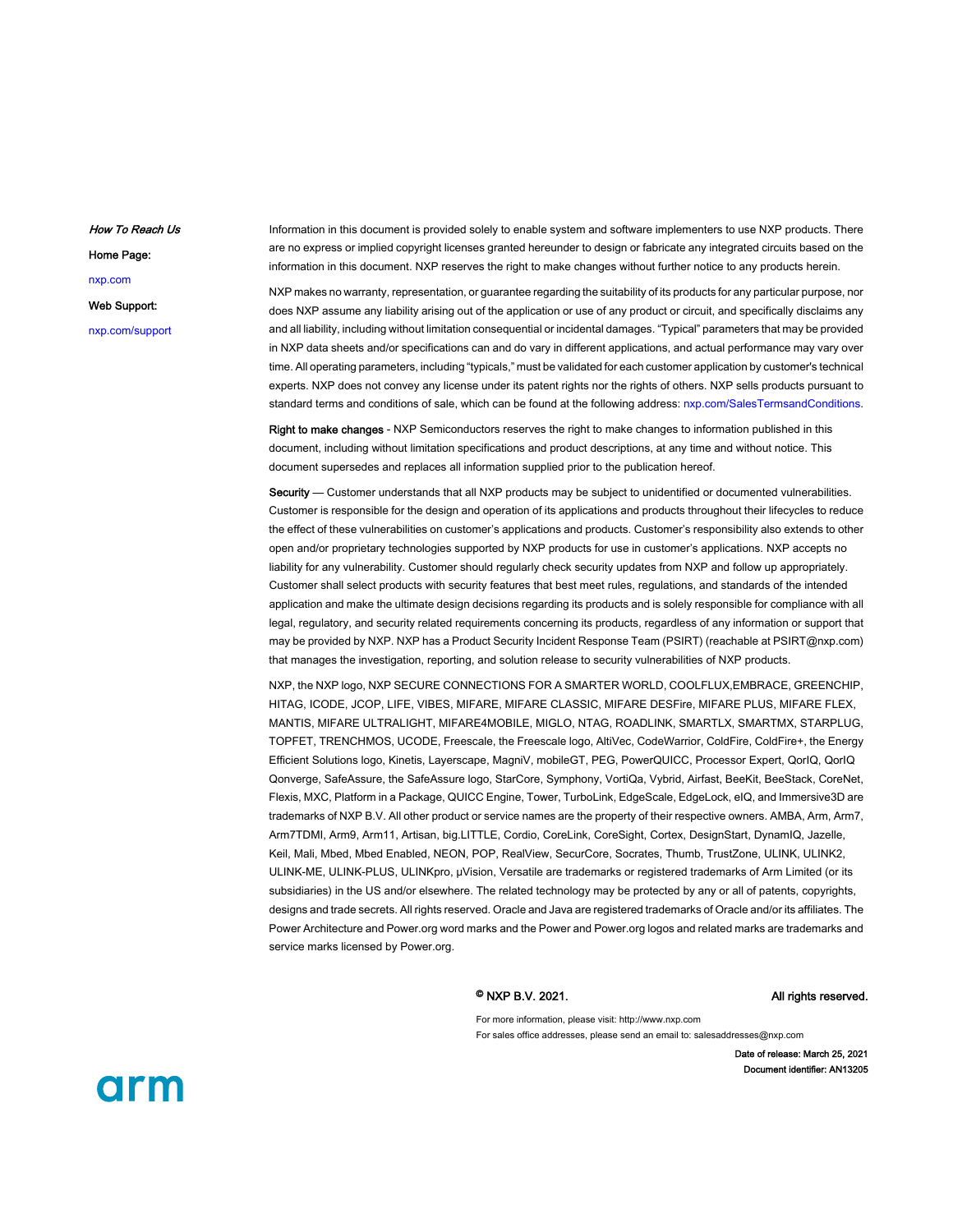*How To Reach Us*

**Home Page:**

nxp.com

**Web Support:**

nxp.com/support

Information in this document is provided solely to enable system and software implementers to use NXP products. There are no express or implied copyright licenses granted hereunder to design or fabricate any integrated circuits based on the information in this document. NXP reserves the right to make changes without further notice to any products herein.

NXP makes no warranty, representation, or guarantee regarding the suitability of its products for any particular purpose, nor does NXP assume any liability arising out of the application or use of any product or circuit, and specifically disclaims any and all liability, including without limitation consequential or incidental damages. "Typical" parameters that may be provided in NXP data sheets and/or specifications can and do vary in different applications, and actual performance may vary over time. All operating parameters, including "typicals," must be validated for each customer application by customer's technical experts. NXP does not convey any license under its patent rights nor the rights of others. NXP sells products pursuant to standard terms and conditions of sale, which can be found at the following address: nxp.com/SalesTermsandConditions.

**Right to make changes** - NXP Semiconductors reserves the right to make changes to information published in this document, including without limitation specifications and product descriptions, at any time and without notice. This document supersedes and replaces all information supplied prior to the publication hereof.

**Security** — Customer understands that all NXP products may be subject to unidentified or documented vulnerabilities. Customer is responsible for the design and operation of its applications and products throughout their lifecycles to reduce the effect of these vulnerabilities on customer's applications and products. Customer's responsibility also extends to other open and/or proprietary technologies supported by NXP products for use in customer's applications. NXP accepts no liability for any vulnerability. Customer should regularly check security updates from NXP and follow up appropriately. Customer shall select products with security features that best meet rules, regulations, and standards of the intended application and make the ultimate design decisions regarding its products and is solely responsible for compliance with all legal, regulatory, and security related requirements concerning its products, regardless of any information or support that may be provided by NXP. NXP has a Product Security Incident Response Team (PSIRT) (reachable at PSIRT@nxp.com) that manages the investigation, reporting, and solution release to security vulnerabilities of NXP products.

NXP, the NXP logo, NXP SECURE CONNECTIONS FOR A SMARTER WORLD, COOLFLUX,EMBRACE, GREENCHIP, HITAG, ICODE, JCOP, LIFE, VIBES, MIFARE, MIFARE CLASSIC, MIFARE DESFire, MIFARE PLUS, MIFARE FLEX, MANTIS, MIFARE ULTRALIGHT, MIFARE4MOBILE, MIGLO, NTAG, ROADLINK, SMARTLX, SMARTMX, STARPLUG, TOPFET, TRENCHMOS, UCODE, Freescale, the Freescale logo, AltiVec, CodeWarrior, ColdFire, ColdFire+, the Energy Efficient Solutions logo, Kinetis, Layerscape, MagniV, mobileGT, PEG, PowerQUICC, Processor Expert, QorIQ, QorIQ Qonverge, SafeAssure, the SafeAssure logo, StarCore, Symphony, VortiQa, Vybrid, Airfast, BeeKit, BeeStack, CoreNet, Flexis, MXC, Platform in a Package, QUICC Engine, Tower, TurboLink, EdgeScale, EdgeLock, eIQ, and Immersive3D are trademarks of NXP B.V. All other product or service names are the property of their respective owners. AMBA, Arm, Arm7, Arm7TDMI, Arm9, Arm11, Artisan, big.LITTLE, Cordio, CoreLink, CoreSight, Cortex, DesignStart, DynamIQ, Jazelle, Keil, Mali, Mbed, Mbed Enabled, NEON, POP, RealView, SecurCore, Socrates, Thumb, TrustZone, ULINK, ULINK2, ULINK-ME, ULINK-PLUS, ULINKpro, µVision, Versatile are trademarks or registered trademarks of Arm Limited (or its subsidiaries) in the US and/or elsewhere. The related technology may be protected by any or all of patents, copyrights, designs and trade secrets. All rights reserved. Oracle and Java are registered trademarks of Oracle and/or its affiliates. The Power Architecture and Power.org word marks and the Power and Power.org logos and related marks are trademarks and service marks licensed by Power.org.

**© NXP B.V. 2021. All rights reserved.**

For more information, please visit: http://www.nxp.com

For sales office addresses, please send an email to: salesaddresses@nxp.com

**Date of release: March 25, 2021**

**Document identifier: AN13205**

arm